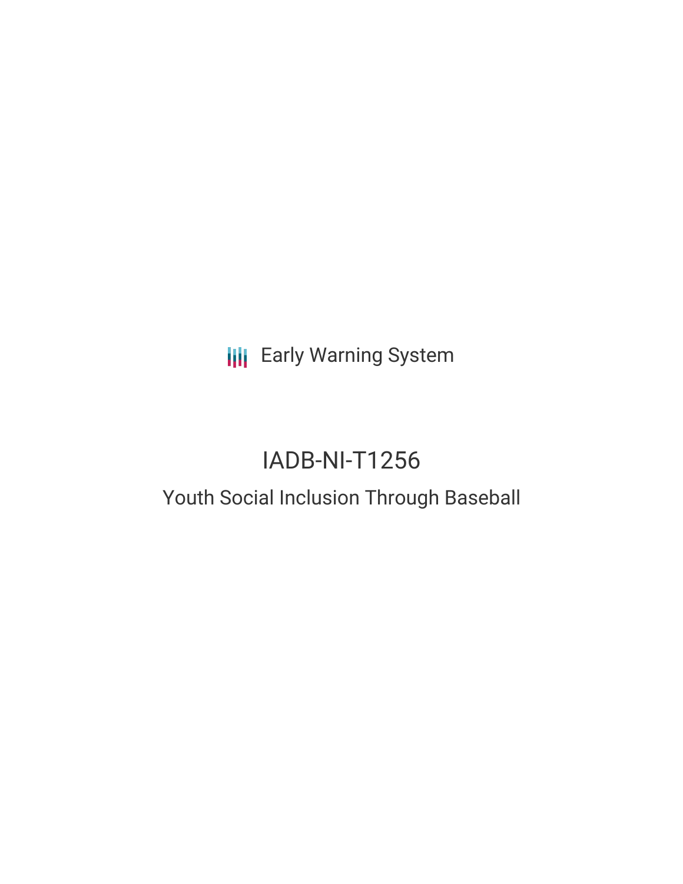Early Warning System

# IADB-NI-T1256

## Youth Social Inclusion Through Baseball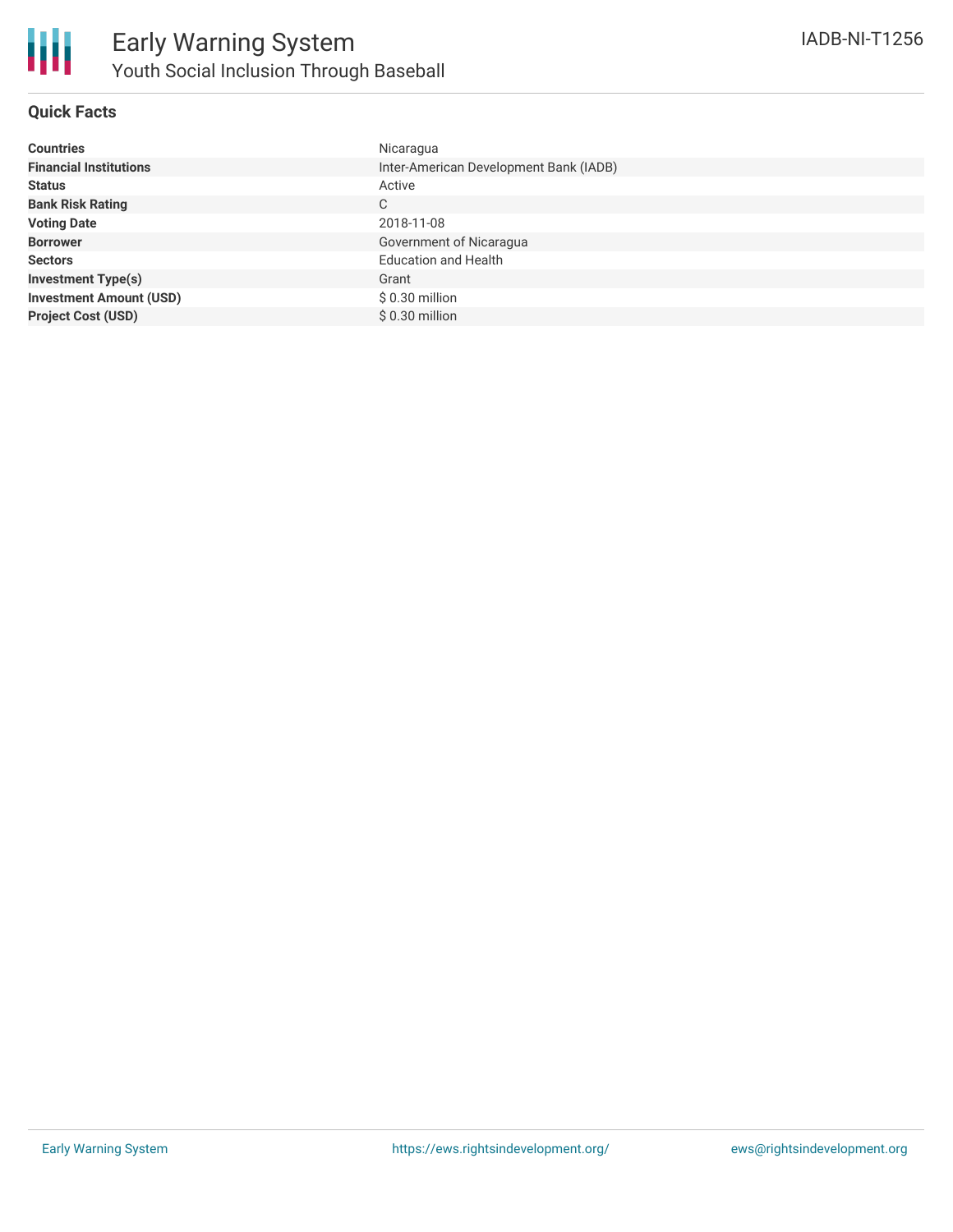# Early Warning System

## Youth Social Inclusion Through Baseball

IADB-NI-T1256

### Quick Facts

| | |
|---|---|
| **Countries** | Nicaragua |
| **Financial Institutions** | Inter-American Development Bank (IADB) |
| **Status** | Active |
| **Bank Risk Rating** | C |
| **Voting Date** | 2018-11-08 |
| **Borrower** | Government of Nicaragua |
| **Sectors** | Education and Health |
| **Investment Type(s)** | Grant |
| **Investment Amount (USD)** | $ 0.30 million |
| **Project Cost (USD)** | $ 0.30 million |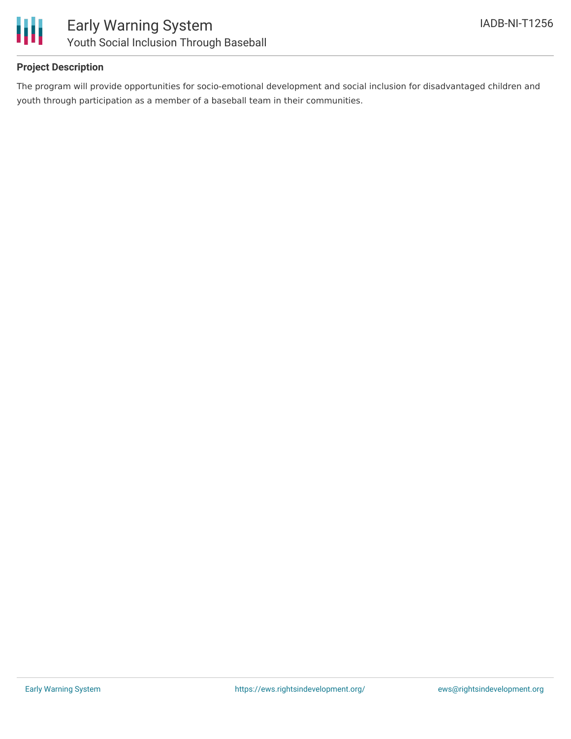## Project Description

The program will provide opportunities for socio-emotional development and social inclusion for disadvantaged children and youth through participation as a member of a baseball team in their communities.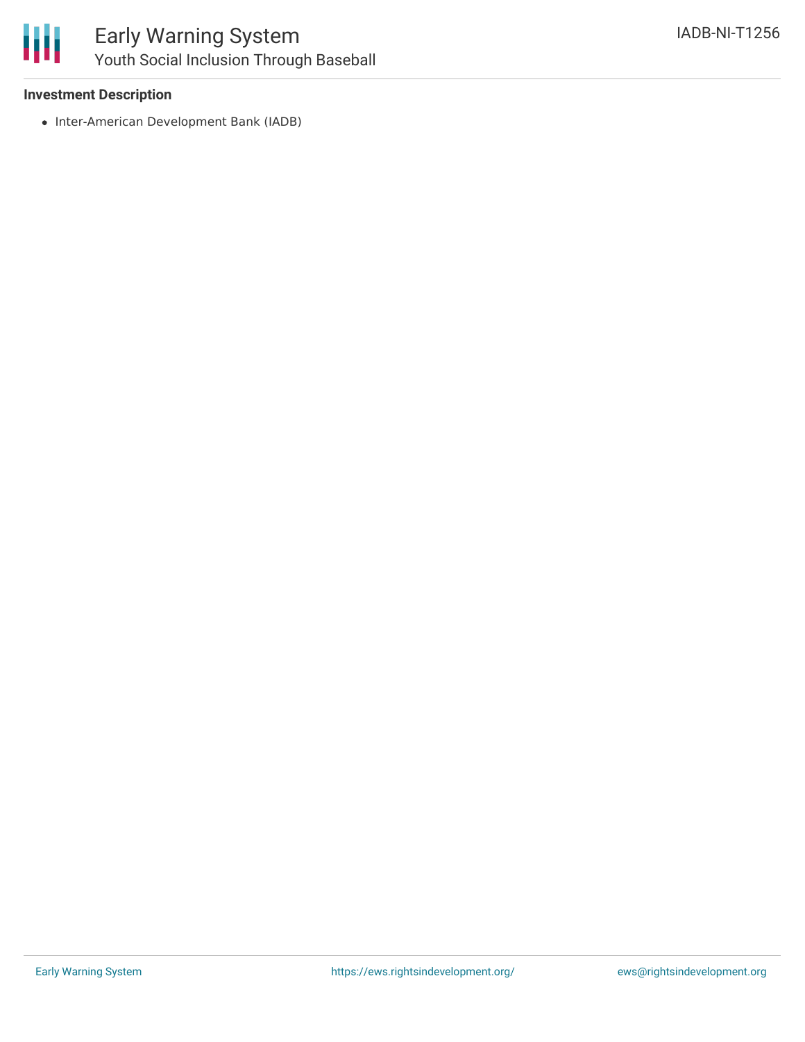**Investment Description**

- Inter-American Development Bank (IADB)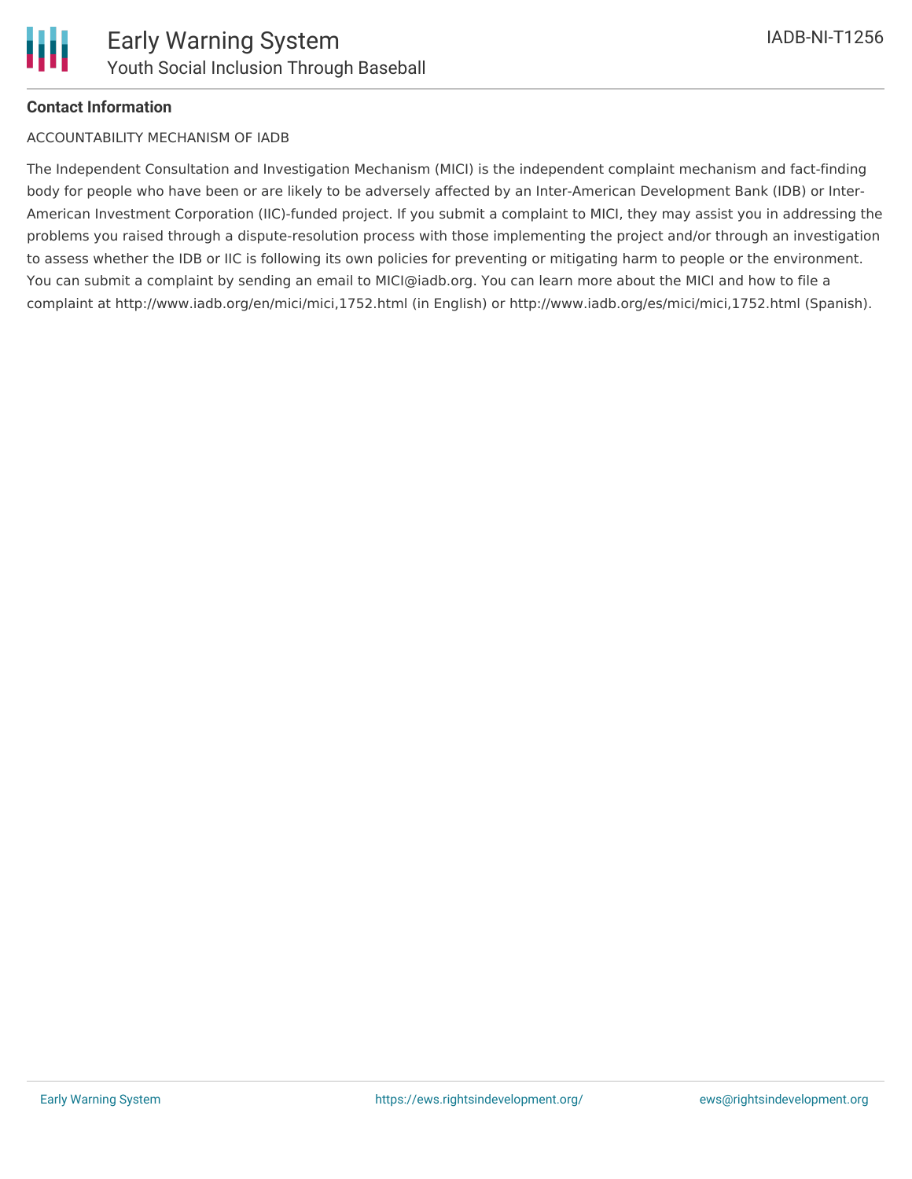**Contact Information**

ACCOUNTABILITY MECHANISM OF IADB

The Independent Consultation and Investigation Mechanism (MICI) is the independent complaint mechanism and fact-finding body for people who have been or are likely to be adversely affected by an Inter-American Development Bank (IDB) or Inter-American Investment Corporation (IIC)-funded project. If you submit a complaint to MICI, they may assist you in addressing the problems you raised through a dispute-resolution process with those implementing the project and/or through an investigation to assess whether the IDB or IIC is following its own policies for preventing or mitigating harm to people or the environment. You can submit a complaint by sending an email to MICI@iadb.org. You can learn more about the MICI and how to file a complaint at http://www.iadb.org/en/mici/mici,1752.html (in English) or http://www.iadb.org/es/mici/mici,1752.html (Spanish).